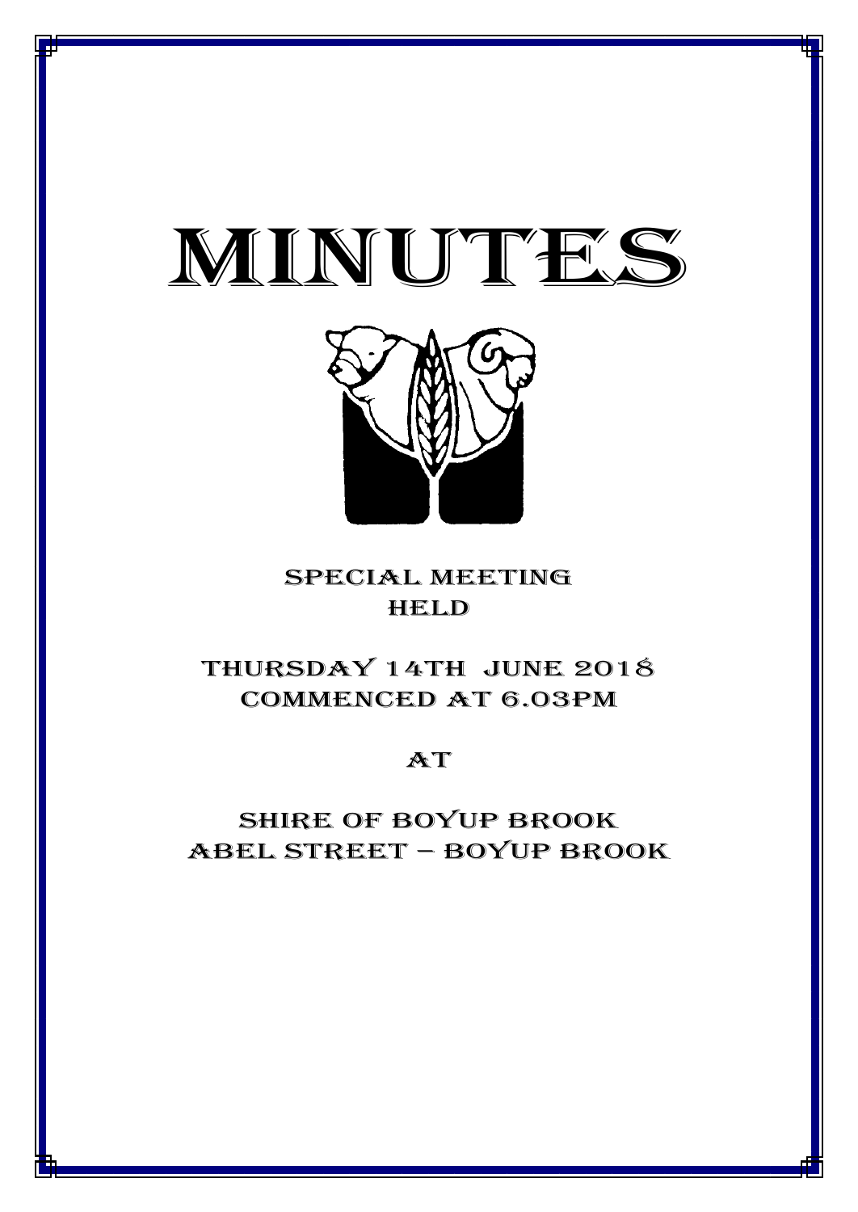# MINUTES

## SPECIAL MEETING
## HELD

## THURSDAY 14TH JUNE 2018
## COMMENCED AT 6.03PM

## AT

## SHIRE OF BOYUP BROOK
## ABEL STREET – BOYUP BROOK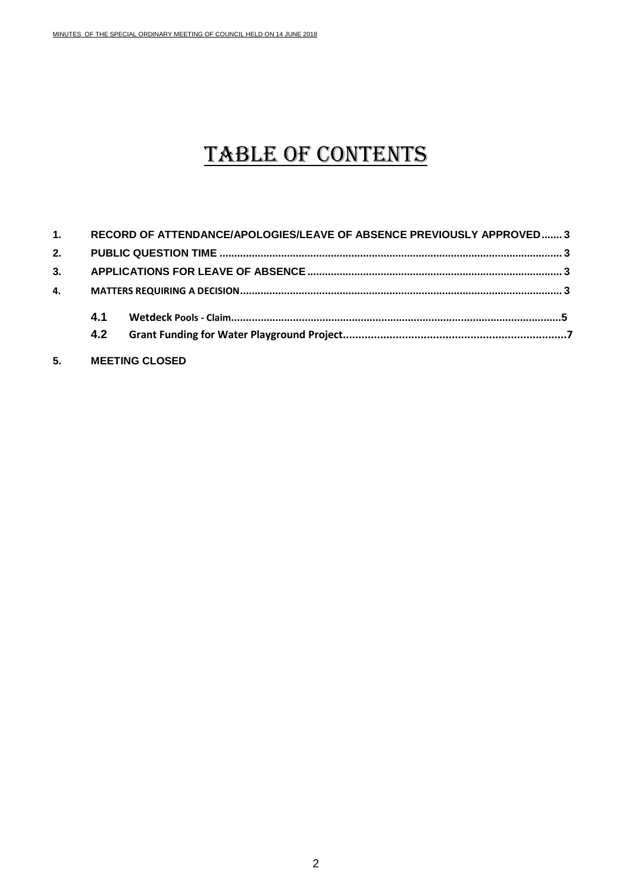# TABLE OF CONTENTS

1. **RECORD OF ATTENDANCE/APOLOGIES/LEAVE OF ABSENCE PREVIOUSLY APPROVED....... 3**
2. **PUBLIC QUESTION TIME ................................................................................................................. 3**
3. **APPLICATIONS FOR LEAVE OF ABSENCE ..................................................................................... 3**
4. **MATTERS REQUIRING A DECISION............................................................................................................ 3**
   - **4.1 Wetdeck Pools - Claim...............................................................................................................5**
   - **4.2 Grant Funding for Water Playground Project........................................................................7**
5. **MEETING CLOSED**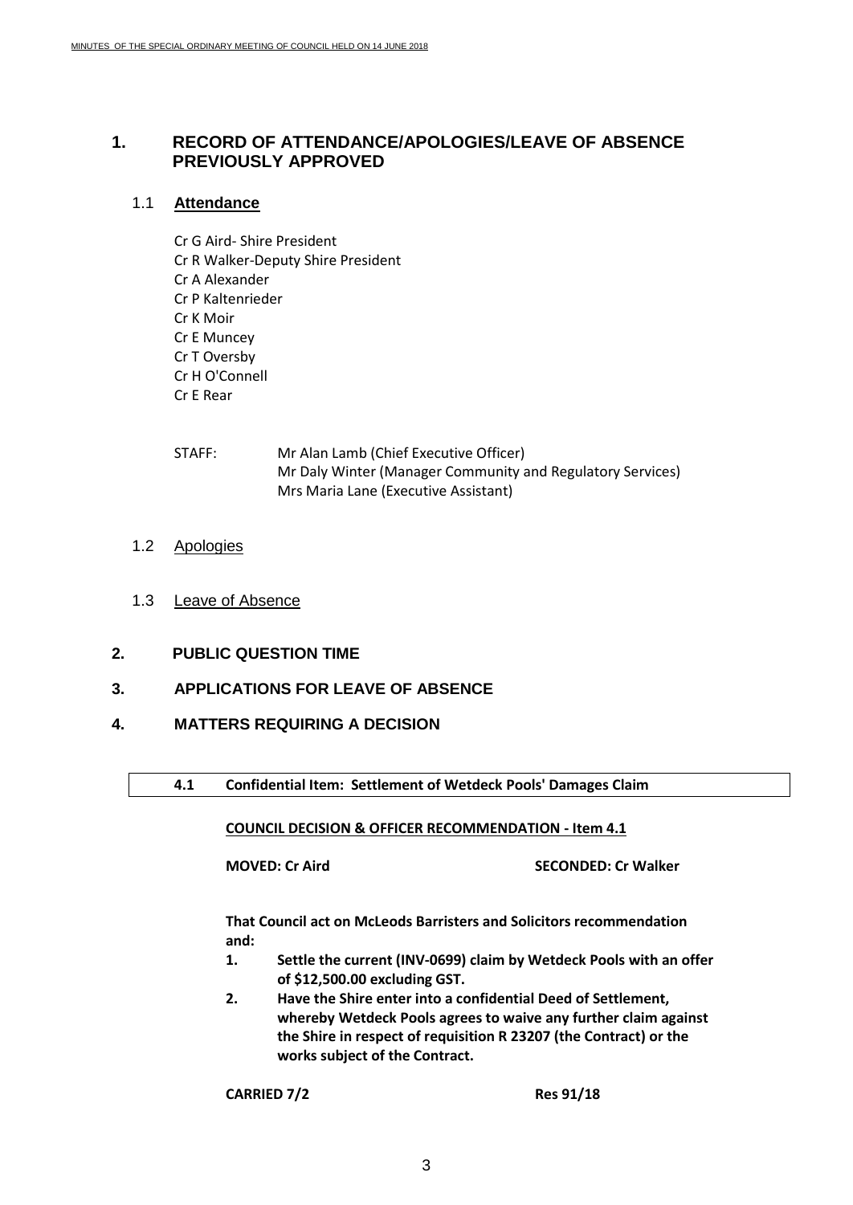# 1. RECORD OF ATTENDANCE/APOLOGIES/LEAVE OF ABSENCE PREVIOUSLY APPROVED

## 1.1 Attendance

Cr G Aird- Shire President
Cr R Walker-Deputy Shire President
Cr A Alexander
Cr P Kaltenrieder
Cr K Moir
Cr E Muncey
Cr T Oversby
Cr H O'Connell
Cr E Rear

STAFF: Mr Alan Lamb (Chief Executive Officer)
Mr Daly Winter (Manager Community and Regulatory Services)
Mrs Maria Lane (Executive Assistant)

## 1.2 Apologies

## 1.3 Leave of Absence

# 2. PUBLIC QUESTION TIME

# 3. APPLICATIONS FOR LEAVE OF ABSENCE

# 4. MATTERS REQUIRING A DECISION

## 4.1 Confidential Item: Settlement of Wetdeck Pools' Damages Claim

**COUNCIL DECISION & OFFICER RECOMMENDATION - Item 4.1**

**MOVED: Cr Aird** **SECONDED: Cr Walker**

**That Council act on McLeods Barristers and Solicitors recommendation and:**

1. **Settle the current (INV-0699) claim by Wetdeck Pools with an offer of $12,500.00 excluding GST.**
2. **Have the Shire enter into a confidential Deed of Settlement, whereby Wetdeck Pools agrees to waive any further claim against the Shire in respect of requisition R 23207 (the Contract) or the works subject of the Contract.**

**CARRIED 7/2** **Res 91/18**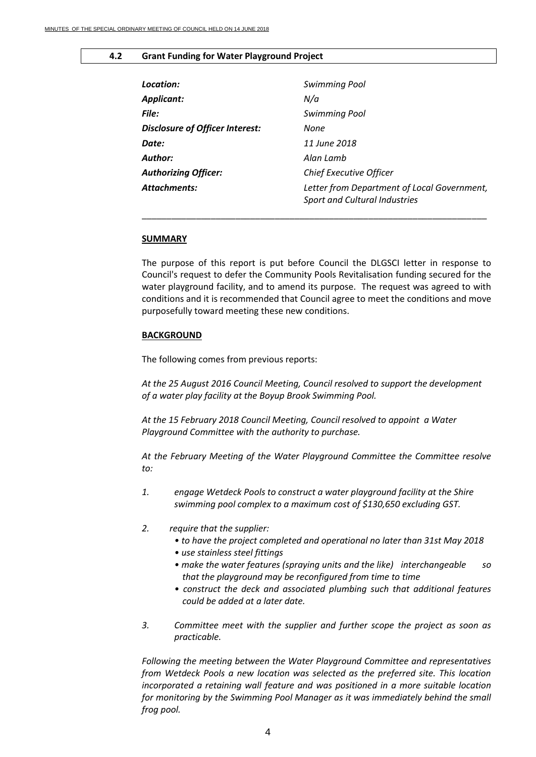## 4.2 Grant Funding for Water Playground Project

| | |
|---|---|
| ***Location:*** | *Swimming Pool* |
| ***Applicant:*** | *N/a* |
| ***File:*** | *Swimming Pool* |
| ***Disclosure of Officer Interest:*** | *None* |
| ***Date:*** | *11 June 2018* |
| ***Author:*** | *Alan Lamb* |
| ***Authorizing Officer:*** | *Chief Executive Officer* |
| ***Attachments:*** | *Letter from Department of Local Government, Sport and Cultural Industries* |

---

**SUMMARY**

The purpose of this report is put before Council the DLGSCI letter in response to Council's request to defer the Community Pools Revitalisation funding secured for the water playground facility, and to amend its purpose. The request was agreed to with conditions and it is recommended that Council agree to meet the conditions and move purposefully toward meeting these new conditions.

**BACKGROUND**

The following comes from previous reports:

*At the 25 August 2016 Council Meeting, Council resolved to support the development of a water play facility at the Boyup Brook Swimming Pool.*

*At the 15 February 2018 Council Meeting, Council resolved to appoint a Water Playground Committee with the authority to purchase.*

*At the February Meeting of the Water Playground Committee the Committee resolve to:*

1. *engage Wetdeck Pools to construct a water playground facility at the Shire swimming pool complex to a maximum cost of $130,650 excluding GST.*
2. *require that the supplier:*
   - *to have the project completed and operational no later than 31st May 2018*
   - *use stainless steel fittings*
   - *make the water features (spraying units and the like) interchangeable so that the playground may be reconfigured from time to time*
   - *construct the deck and associated plumbing such that additional features could be added at a later date.*
3. *Committee meet with the supplier and further scope the project as soon as practicable.*

*Following the meeting between the Water Playground Committee and representatives from Wetdeck Pools a new location was selected as the preferred site. This location incorporated a retaining wall feature and was positioned in a more suitable location for monitoring by the Swimming Pool Manager as it was immediately behind the small frog pool.*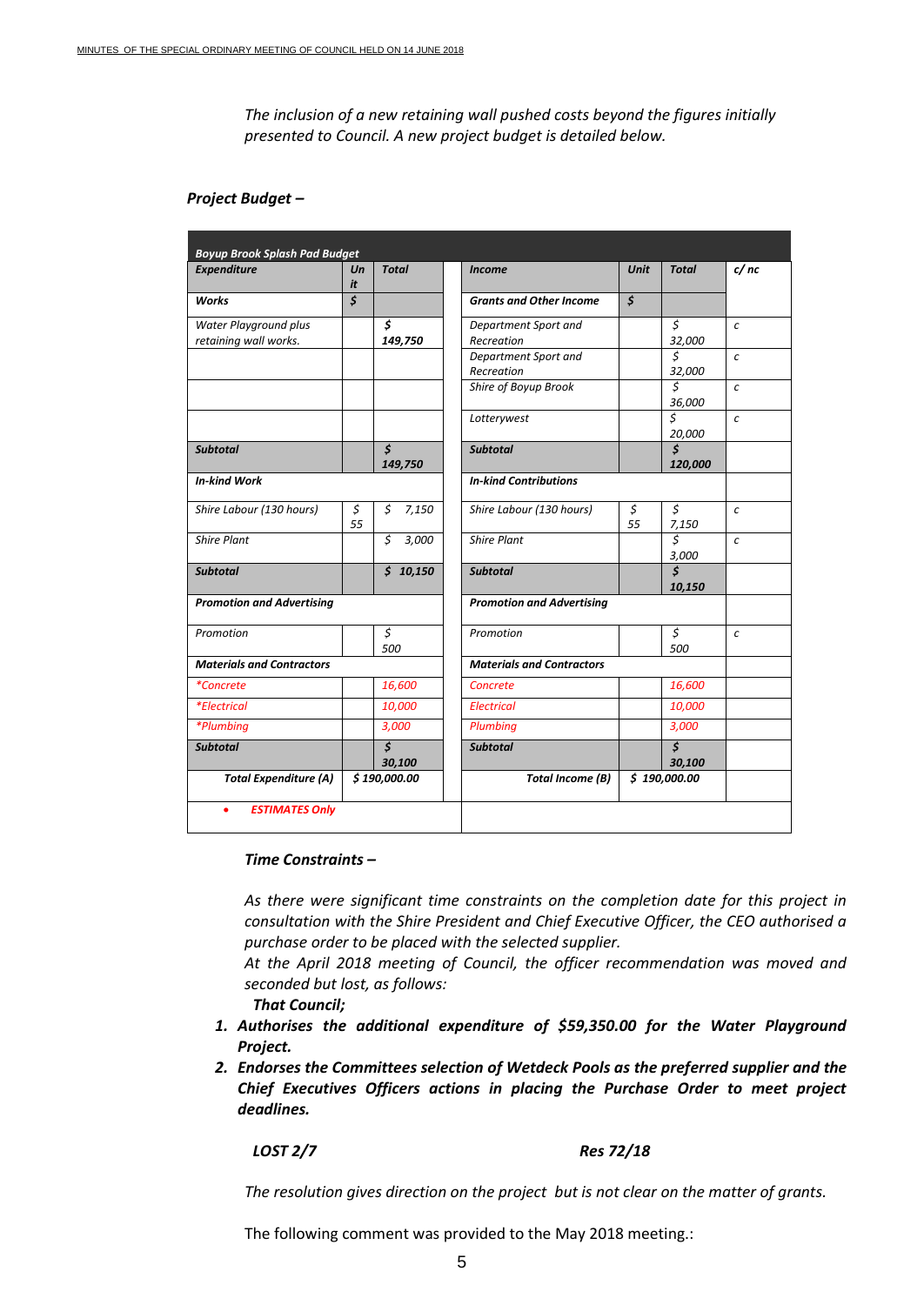*The inclusion of a new retaining wall pushed costs beyond the figures initially presented to Council. A new project budget is detailed below.*

***Project Budget –***

| ***Boyup Brook Splash Pad Budget*** | | | | | | | |
|---|---|---|---|---|---|---|---|
| ***Expenditure*** | ***Unit*** | ***Total*** | | ***Income*** | ***Unit*** | ***Total*** | ***c/ nc*** |
| ***Works*** | ***$*** | | | ***Grants and Other Income*** | ***$*** | | |
| *Water Playground plus retaining wall works.* | | ***$ 149,750*** | | *Department Sport and Recreation* | | *$ 32,000* | *c* |
| | | | | *Department Sport and Recreation* | | *$ 32,000* | *c* |
| | | | | *Shire of Boyup Brook* | | *$ 36,000* | *c* |
| | | | | *Lotterywest* | | *$ 20,000* | *c* |
| ***Subtotal*** | | ***$ 149,750*** | | ***Subtotal*** | | ***$ 120,000*** | |
| ***In-kind Work*** | | | | ***In-kind Contributions*** | | | |
| *Shire Labour (130 hours)* | *$ 55* | *$ 7,150* | | *Shire Labour (130 hours)* | *$ 55* | *$ 7,150* | *c* |
| *Shire Plant* | | *$ 3,000* | | *Shire Plant* | | *$ 3,000* | *c* |
| ***Subtotal*** | | ***$ 10,150*** | | ***Subtotal*** | | ***$ 10,150*** | |
| ***Promotion and Advertising*** | | | | ***Promotion and Advertising*** | | | |
| *Promotion* | | *$ 500* | | *Promotion* | | *$ 500* | *c* |
| ***Materials and Contractors*** | | | | ***Materials and Contractors*** | | | |
| *\*Concrete* | | *16,600* | | *Concrete* | | *16,600* | |
| *\*Electrical* | | *10,000* | | *Electrical* | | *10,000* | |
| *\*Plumbing* | | *3,000* | | *Plumbing* | | *3,000* | |
| ***Subtotal*** | | ***$ 30,100*** | | ***Subtotal*** | | ***$ 30,100*** | |
| ***Total Expenditure (A)*** | ***$ 190,000.00*** | | | ***Total Income (B)*** | ***$ 190,000.00*** | | |
| • ***ESTIMATES Only*** | | | | | | | |

***Time Constraints –***

*As there were significant time constraints on the completion date for this project in consultation with the Shire President and Chief Executive Officer, the CEO authorised a purchase order to be placed with the selected supplier.*

*At the April 2018 meeting of Council, the officer recommendation was moved and seconded but lost, as follows:*

***That Council;***

1. ***Authorises the additional expenditure of $59,350.00 for the Water Playground Project.***
2. ***Endorses the Committees selection of Wetdeck Pools as the preferred supplier and the Chief Executives Officers actions in placing the Purchase Order to meet project deadlines.***

***LOST 2/7*** ***Res 72/18***

*The resolution gives direction on the project but is not clear on the matter of grants.*

The following comment was provided to the May 2018 meeting.: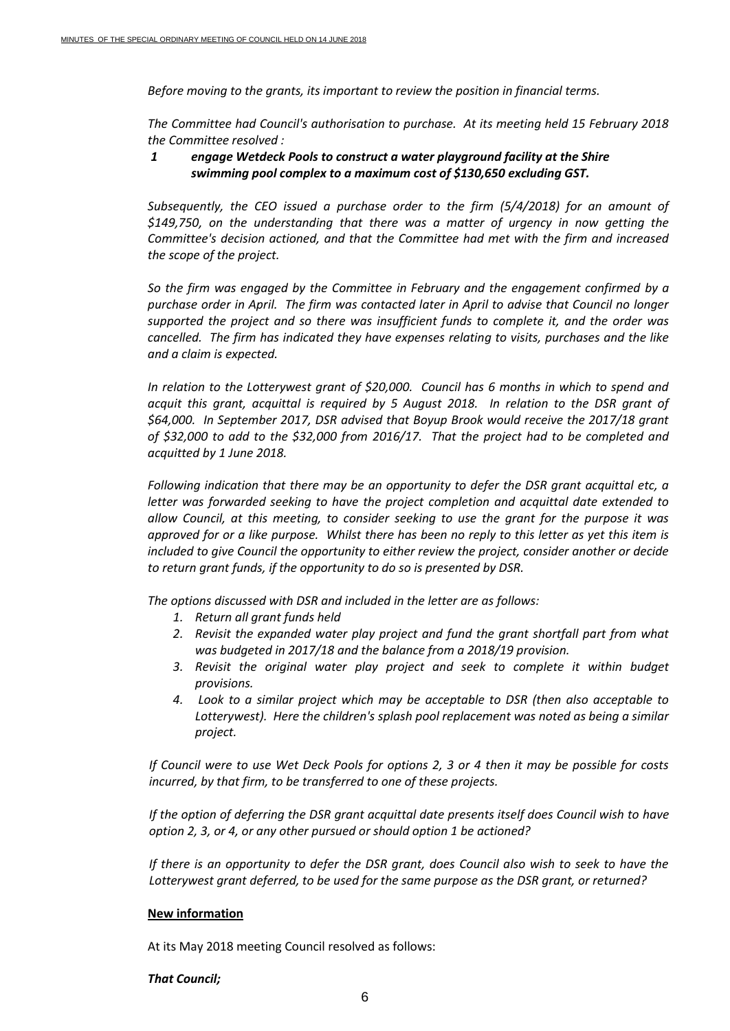*Before moving to the grants, its important to review the position in financial terms.*

*The Committee had Council's authorisation to purchase. At its meeting held 15 February 2018 the Committee resolved :*

***1 engage Wetdeck Pools to construct a water playground facility at the Shire swimming pool complex to a maximum cost of $130,650 excluding GST.***

*Subsequently, the CEO issued a purchase order to the firm (5/4/2018) for an amount of $149,750, on the understanding that there was a matter of urgency in now getting the Committee's decision actioned, and that the Committee had met with the firm and increased the scope of the project.*

*So the firm was engaged by the Committee in February and the engagement confirmed by a purchase order in April. The firm was contacted later in April to advise that Council no longer supported the project and so there was insufficient funds to complete it, and the order was cancelled. The firm has indicated they have expenses relating to visits, purchases and the like and a claim is expected.*

*In relation to the Lotterywest grant of $20,000. Council has 6 months in which to spend and acquit this grant, acquittal is required by 5 August 2018. In relation to the DSR grant of $64,000. In September 2017, DSR advised that Boyup Brook would receive the 2017/18 grant of $32,000 to add to the $32,000 from 2016/17. That the project had to be completed and acquitted by 1 June 2018.*

*Following indication that there may be an opportunity to defer the DSR grant acquittal etc, a letter was forwarded seeking to have the project completion and acquittal date extended to allow Council, at this meeting, to consider seeking to use the grant for the purpose it was approved for or a like purpose. Whilst there has been no reply to this letter as yet this item is included to give Council the opportunity to either review the project, consider another or decide to return grant funds, if the opportunity to do so is presented by DSR.*

*The options discussed with DSR and included in the letter are as follows:*

1. *Return all grant funds held*
2. *Revisit the expanded water play project and fund the grant shortfall part from what was budgeted in 2017/18 and the balance from a 2018/19 provision.*
3. *Revisit the original water play project and seek to complete it within budget provisions.*
4. *Look to a similar project which may be acceptable to DSR (then also acceptable to Lotterywest). Here the children's splash pool replacement was noted as being a similar project.*

*If Council were to use Wet Deck Pools for options 2, 3 or 4 then it may be possible for costs incurred, by that firm, to be transferred to one of these projects.*

*If the option of deferring the DSR grant acquittal date presents itself does Council wish to have option 2, 3, or 4, or any other pursued or should option 1 be actioned?*

*If there is an opportunity to defer the DSR grant, does Council also wish to seek to have the Lotterywest grant deferred, to be used for the same purpose as the DSR grant, or returned?*

**New information**

At its May 2018 meeting Council resolved as follows:

***That Council;***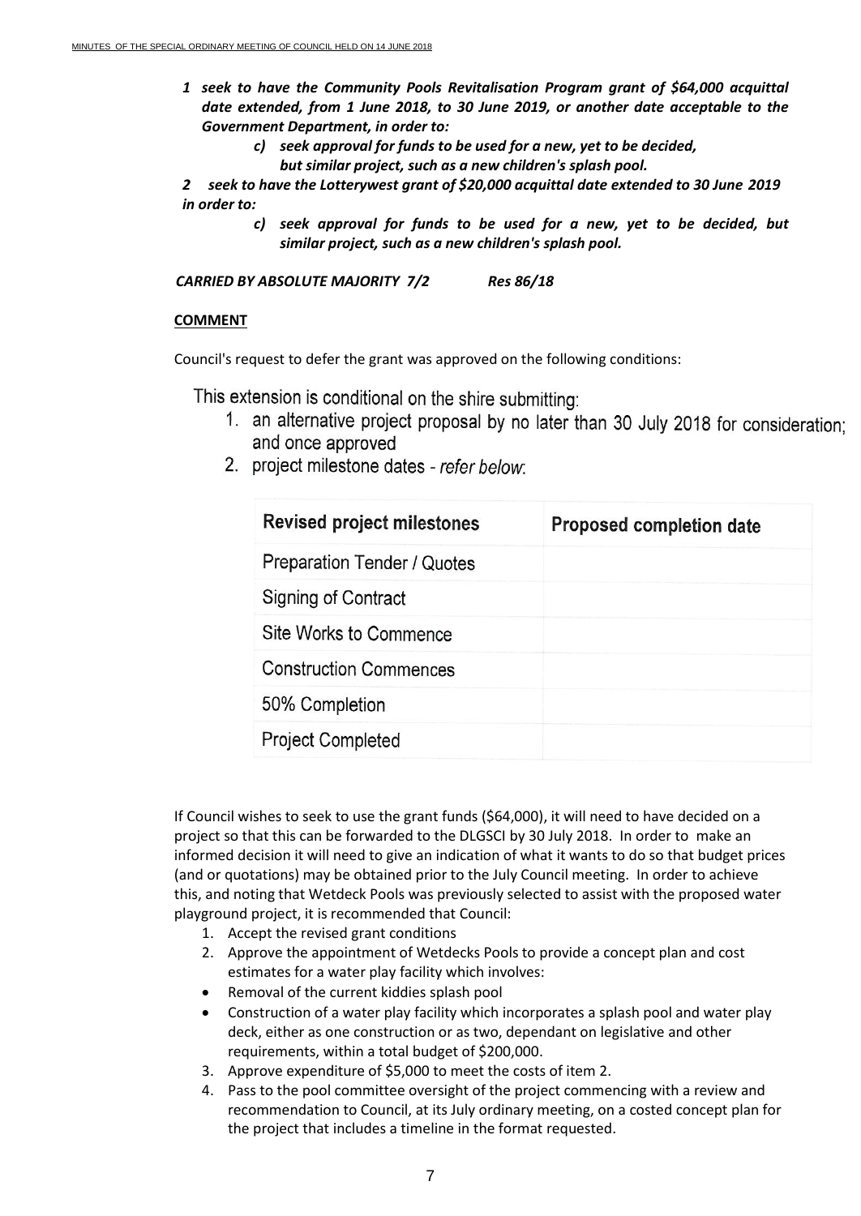***1 seek to have the Community Pools Revitalisation Program grant of $64,000 acquittal date extended, from 1 June 2018, to 30 June 2019, or another date acceptable to the Government Department, in order to:***

> ***c) seek approval for funds to be used for a new, yet to be decided, but similar project, such as a new children's splash pool.***

***2 seek to have the Lotterywest grant of $20,000 acquittal date extended to 30 June 2019 in order to:***

> ***c) seek approval for funds to be used for a new, yet to be decided, but similar project, such as a new children's splash pool.***

***CARRIED BY ABSOLUTE MAJORITY 7/2 Res 86/18***

**COMMENT**

Council's request to defer the grant was approved on the following conditions:

This extension is conditional on the shire submitting:

1. an alternative project proposal by no later than 30 July 2018 for consideration; and once approved
2. project milestone dates - *refer below*:

| Revised project milestones | Proposed completion date |
|---|---|
| Preparation Tender / Quotes | |
| Signing of Contract | |
| Site Works to Commence | |
| Construction Commences | |
| 50% Completion | |
| Project Completed | |

If Council wishes to seek to use the grant funds ($64,000), it will need to have decided on a project so that this can be forwarded to the DLGSCI by 30 July 2018. In order to make an informed decision it will need to give an indication of what it wants to do so that budget prices (and or quotations) may be obtained prior to the July Council meeting. In order to achieve this, and noting that Wetdeck Pools was previously selected to assist with the proposed water playground project, it is recommended that Council:

1. Accept the revised grant conditions
2. Approve the appointment of Wetdecks Pools to provide a concept plan and cost estimates for a water play facility which involves:
   - Removal of the current kiddies splash pool
   - Construction of a water play facility which incorporates a splash pool and water play deck, either as one construction or as two, dependant on legislative and other requirements, within a total budget of $200,000.
3. Approve expenditure of $5,000 to meet the costs of item 2.
4. Pass to the pool committee oversight of the project commencing with a review and recommendation to Council, at its July ordinary meeting, on a costed concept plan for the project that includes a timeline in the format requested.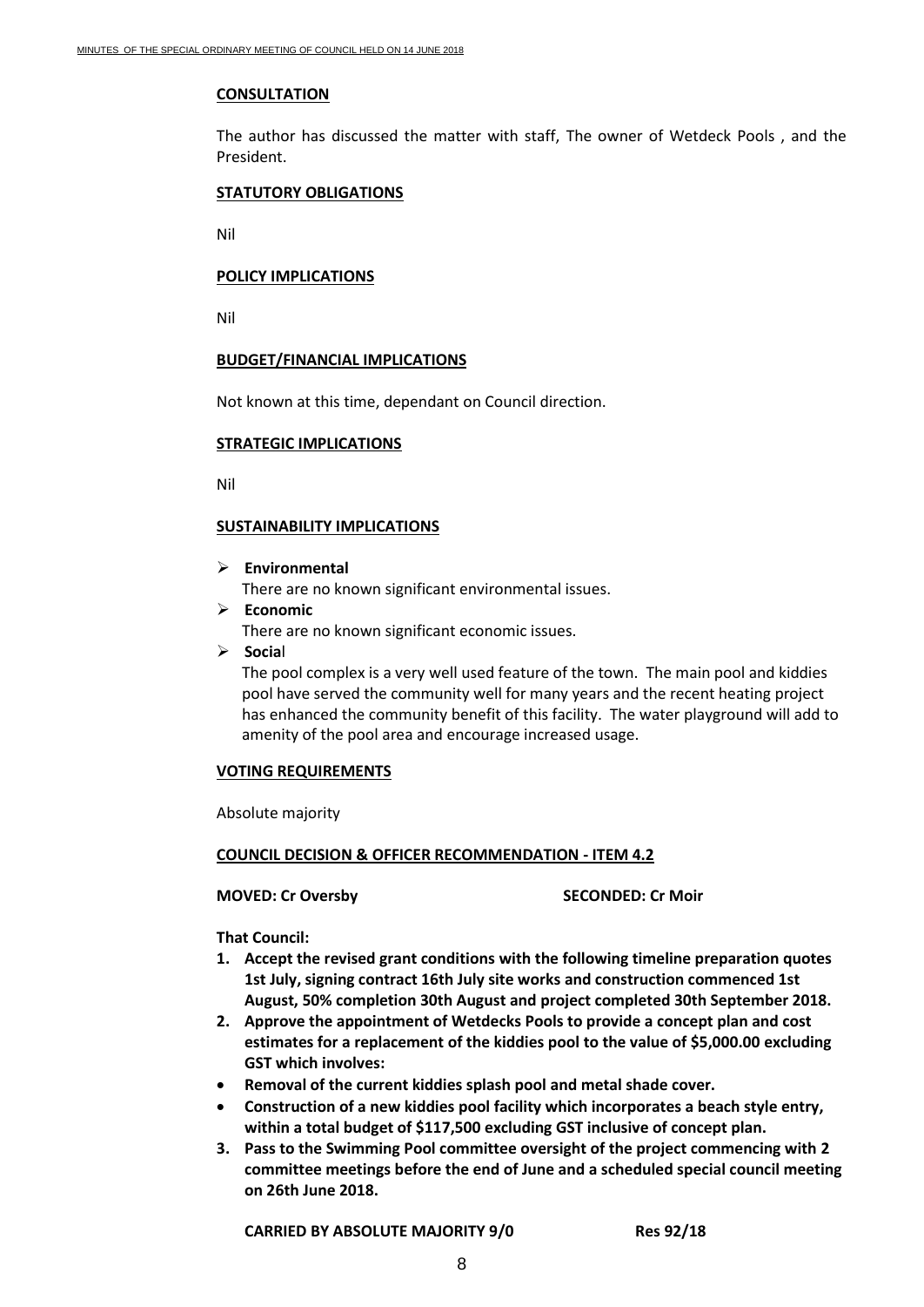**CONSULTATION**

The author has discussed the matter with staff, The owner of Wetdeck Pools , and the President.

**STATUTORY OBLIGATIONS**

Nil

**POLICY IMPLICATIONS**

Nil

**BUDGET/FINANCIAL IMPLICATIONS**

Not known at this time, dependant on Council direction.

**STRATEGIC IMPLICATIONS**

Nil

**SUSTAINABILITY IMPLICATIONS**

- **Environmental**
  There are no known significant environmental issues.
- **Economic**
  There are no known significant economic issues.
- **Social**
  The pool complex is a very well used feature of the town. The main pool and kiddies pool have served the community well for many years and the recent heating project has enhanced the community benefit of this facility. The water playground will add to amenity of the pool area and encourage increased usage.

**VOTING REQUIREMENTS**

Absolute majority

**COUNCIL DECISION & OFFICER RECOMMENDATION - ITEM 4.2**

**MOVED: Cr Oversby** **SECONDED: Cr Moir**

**That Council:**

1. **Accept the revised grant conditions with the following timeline preparation quotes 1st July, signing contract 16th July site works and construction commenced 1st August, 50% completion 30th August and project completed 30th September 2018.**
2. **Approve the appointment of Wetdecks Pools to provide a concept plan and cost estimates for a replacement of the kiddies pool to the value of $5,000.00 excluding GST which involves:**
   - **Removal of the current kiddies splash pool and metal shade cover.**
   - **Construction of a new kiddies pool facility which incorporates a beach style entry, within a total budget of $117,500 excluding GST inclusive of concept plan.**
3. **Pass to the Swimming Pool committee oversight of the project commencing with 2 committee meetings before the end of June and a scheduled special council meeting on 26th June 2018.**

**CARRIED BY ABSOLUTE MAJORITY 9/0** **Res 92/18**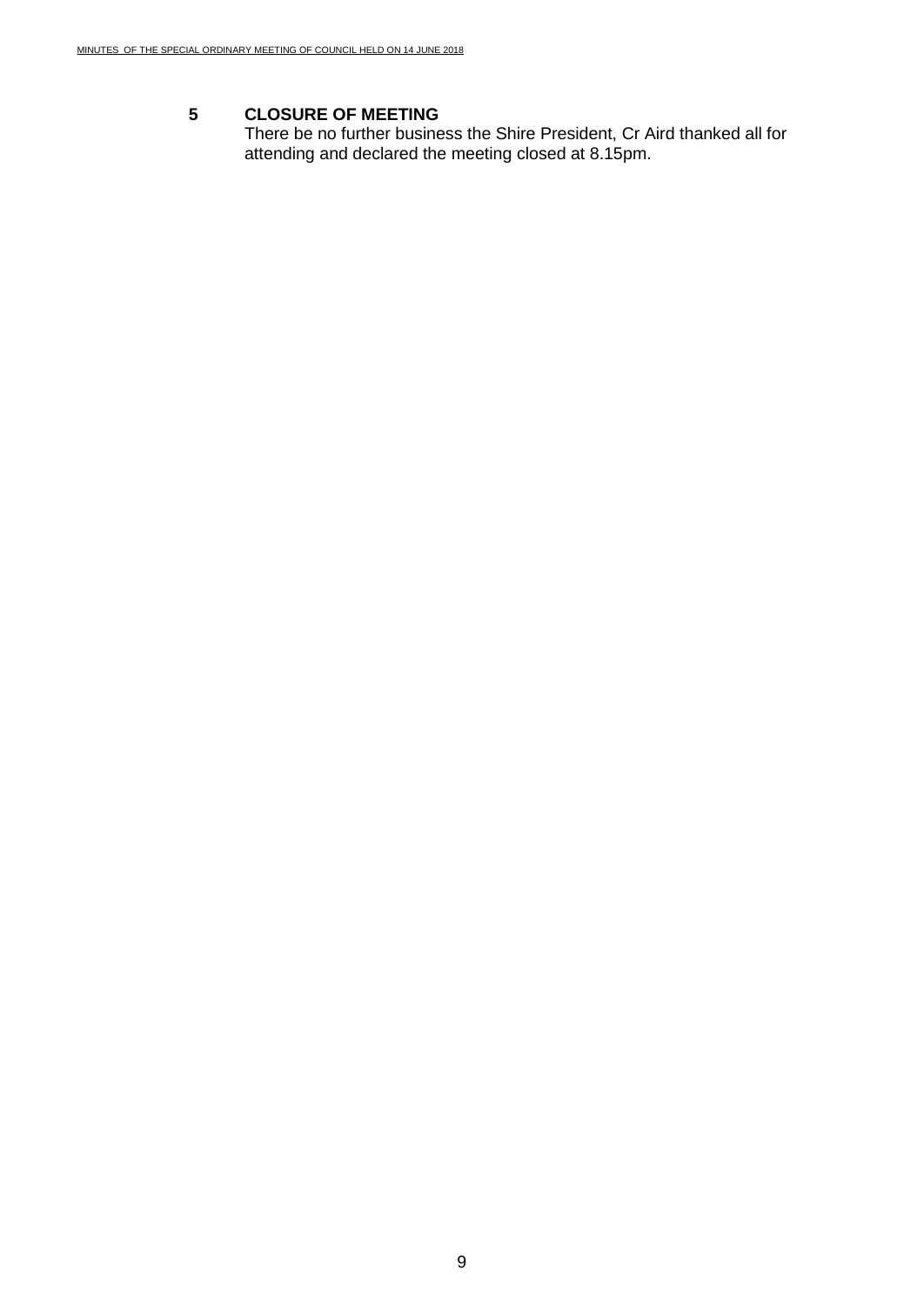## 5 CLOSURE OF MEETING

There be no further business the Shire President, Cr Aird thanked all for attending and declared the meeting closed at 8.15pm.